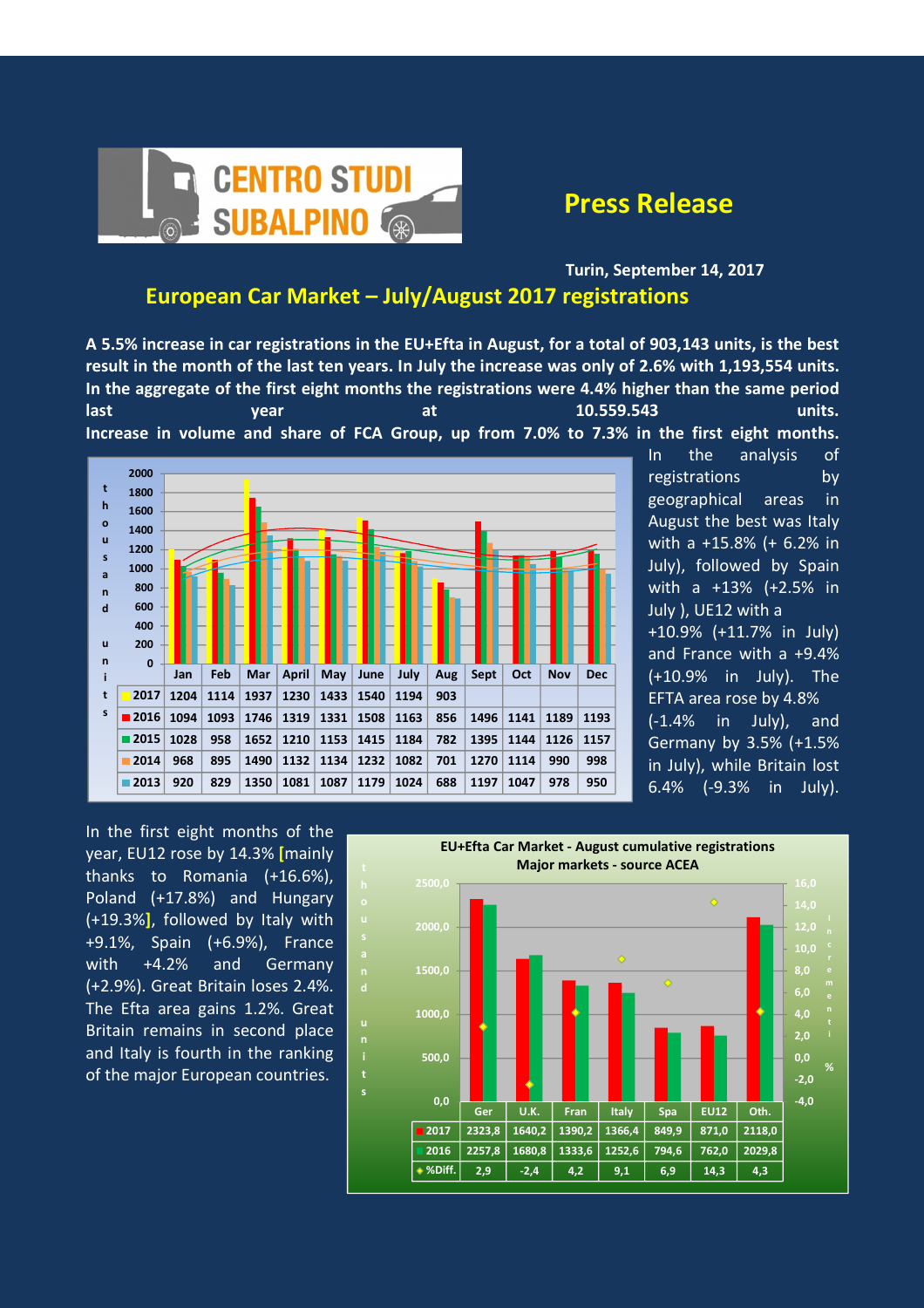CENTRO STUDI SUBALPINO

# Press Release

Turin, September 14, 2017

## European Car Market – July/August 2017 registrations

**A 5.5% increase in car registrations in the EU+Efta in August, for a total of 903,143 units, is the best result in the month of the last ten years. In July the increase was only of 2.6% with 1,193,554 units. In the aggregate of the first eight months the registrations were 4.4% higher than the same period last year at 10.559.543 units. Increase in volume and share of FCA Group, up from 7.0% to 7.3% in the first eight months.**

| thousand units | Jan | Feb | Mar | April | May | June | July | Aug | Sept | Oct | Nov | Dec |
|---|---|---|---|---|---|---|---|---|---|---|---|---|
| 2017 | 1204 | 1114 | 1937 | 1230 | 1433 | 1540 | 1194 | 903 | | | | |
| 2016 | 1094 | 1093 | 1746 | 1319 | 1331 | 1508 | 1163 | 856 | 1496 | 1141 | 1189 | 1193 |
| 2015 | 1028 | 958 | 1652 | 1210 | 1153 | 1415 | 1184 | 782 | 1395 | 1144 | 1126 | 1157 |
| 2014 | 968 | 895 | 1490 | 1132 | 1134 | 1232 | 1082 | 701 | 1270 | 1114 | 990 | 998 |
| 2013 | 920 | 829 | 1350 | 1081 | 1087 | 1179 | 1024 | 688 | 1197 | 1047 | 978 | 950 |

In the analysis of registrations by geographical areas in August the best was Italy with a +15.8% (+ 6.2% in July), followed by Spain with a +13% (+2.5% in July ), UE12 with a +10.9% (+11.7% in July) and France with a +9.4% (+10.9% in July). The EFTA area rose by 4.8% (-1.4% in July), and Germany by 3.5% (+1.5% in July), while Britain lost 6.4% (-9.3% in July).

In the first eight months of the year, EU12 rose by 14.3% [mainly thanks to Romania (+16.6%), Poland (+17.8%) and Hungary (+19.3%], followed by Italy with +9.1%, Spain (+6.9%), France with +4.2% and Germany (+2.9%). Great Britain loses 2.4%. The Efta area gains 1.2%. Great Britain remains in second place and Italy is fourth in the ranking of the major European countries.

**EU+Efta Car Market - August cumulative registrations**
**Major markets - source ACEA**

| thousand units | Ger | U.K. | Fran | Italy | Spa | EU12 | Oth. |
|---|---|---|---|---|---|---|---|
| 2017 | 2323,8 | 1640,2 | 1390,2 | 1366,4 | 849,9 | 871,0 | 2118,0 |
| 2016 | 2257,8 | 1680,8 | 1333,6 | 1252,6 | 794,6 | 762,0 | 2029,8 |
| %Diff. | 2,9 | -2,4 | 4,2 | 9,1 | 6,9 | 14,3 | 4,3 |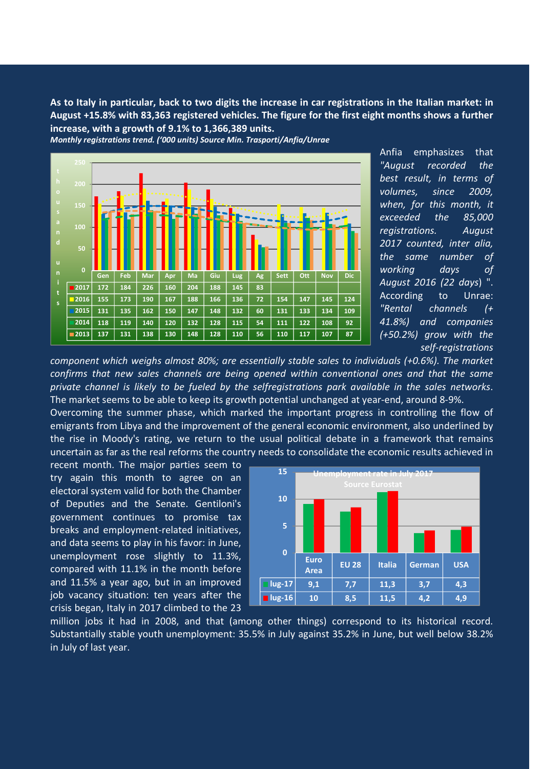**As to Italy in particular, back to two digits the increase in car registrations in the Italian market: in August +15.8% with 83,363 registered vehicles. The figure for the first eight months shows a further increase, with a growth of 9.1% to 1,366,389 units.**

***Monthly registrations trend. ('000 units) Source Min. Trasporti/Anfia/Unrae***

| | Gen | Feb | Mar | Apr | Ma | Giu | Lug | Ag | Sett | Ott | Nov | Dic |
|---|---|---|---|---|---|---|---|---|---|---|---|---|
| 2017 | 172 | 184 | 226 | 160 | 204 | 188 | 145 | 83 | | | | |
| 2016 | 155 | 173 | 190 | 167 | 188 | 166 | 136 | 72 | 154 | 147 | 145 | 124 |
| 2015 | 131 | 135 | 162 | 150 | 147 | 148 | 132 | 60 | 131 | 133 | 134 | 109 |
| 2014 | 118 | 119 | 140 | 120 | 132 | 128 | 115 | 54 | 111 | 122 | 108 | 92 |
| 2013 | 137 | 131 | 138 | 130 | 148 | 128 | 110 | 56 | 110 | 117 | 107 | 87 |

Anfia emphasizes that *"August recorded the best result, in terms of volumes, since 2009, when, for this month, it exceeded the 85,000 registrations. August 2017 counted, inter alia, the same number of working days of August 2016 (22 days)* ". According to Unrae: *"Rental channels (+ 41.8%) and companies (+50.2%) grow with the self-registrations component which weighs almost 80%; are essentially stable sales to individuals (+0.6%). The market confirms that new sales channels are being opened within conventional ones and that the same private channel is likely to be fueled by the selfregistrations park available in the sales networks*. The market seems to be able to keep its growth potential unchanged at year-end, around 8-9%.

Overcoming the summer phase, which marked the important progress in controlling the flow of emigrants from Libya and the improvement of the general economic environment, also underlined by the rise in Moody's rating, we return to the usual political debate in a framework that remains uncertain as far as the real reforms the country needs to consolidate the economic results achieved in recent month. The major parties seem to try again this month to agree on an electoral system valid for both the Chamber of Deputies and the Senate. Gentiloni's government continues to promise tax breaks and employment-related initiatives, and data seems to play in his favor: in June, unemployment rose slightly to 11.3%, compared with 11.1% in the month before and 11.5% a year ago, but in an improved job vacancy situation: ten years after the crisis began, Italy in 2017 climbed to the 23 million jobs it had in 2008, and that (among other things) correspond to its historical record. Substantially stable youth unemployment: 35.5% in July against 35.2% in June, but well below 38.2% in July of last year.

**Unemployment rate in July 2017**
**Source Eurostat**

| | Euro Area | EU 28 | Italia | German | USA |
|---|---|---|---|---|---|
| lug-17 | 9,1 | 7,7 | 11,3 | 3,7 | 4,3 |
| lug-16 | 10 | 8,5 | 11,5 | 4,2 | 4,9 |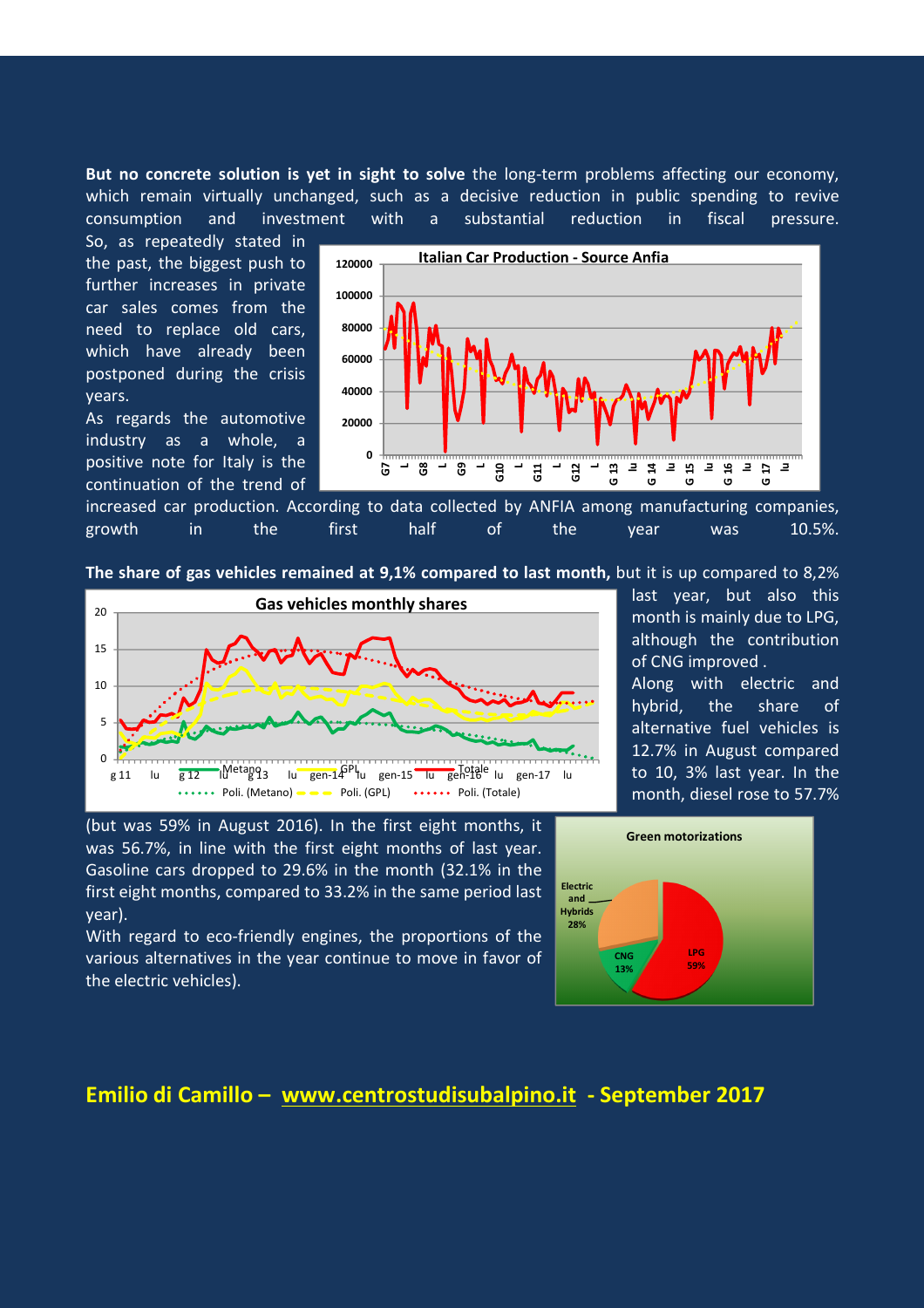**But no concrete solution is yet in sight to solve** the long-term problems affecting our economy, which remain virtually unchanged, such as a decisive reduction in public spending to revive consumption and investment with a substantial reduction in fiscal pressure.

So, as repeatedly stated in the past, the biggest push to further increases in private car sales comes from the need to replace old cars, which have already been postponed during the crisis years.

As regards the automotive industry as a whole, a positive note for Italy is the continuation of the trend of increased car production. According to data collected by ANFIA among manufacturing companies, growth in the first half of the year was 10.5%.

Italian Car Production - Source Anfia

120000
100000
80000
60000
40000
20000
0

G7 L G8 L G9 L G10 L G11 L G12 L G 13 lu G 14 lu G 15 lu G 16 lu G 17 lu

**The share of gas vehicles remained at 9,1% compared to last month,** but it is up compared to 8,2% last year, but also this month is mainly due to LPG, although the contribution of CNG improved .

Along with electric and hybrid, the share of alternative fuel vehicles is 12.7% in August compared to 10, 3% last year. In the month, diesel rose to 57.7% (but was 59% in August 2016). In the first eight months, it was 56.7%, in line with the first eight months of last year. Gasoline cars dropped to 29.6% in the month (32.1% in the first eight months, compared to 33.2% in the same period last year).

With regard to eco-friendly engines, the proportions of the various alternatives in the year continue to move in favor of the electric vehicles).

Gas vehicles monthly shares

20
15
10
5
0

g 11 lu g 12 lu g 13 lu gen-14 lu gen-15 lu gen-16 lu gen-17 lu

Metano GPL Totale

Poli. (Metano) Poli. (GPL) Poli. (Totale)

Green motorizations

Electric and Hybrids 28%

CNG 13%

LPG 59%

**Emilio di Camillo – www.centrostudisubalpino.it - September 2017**